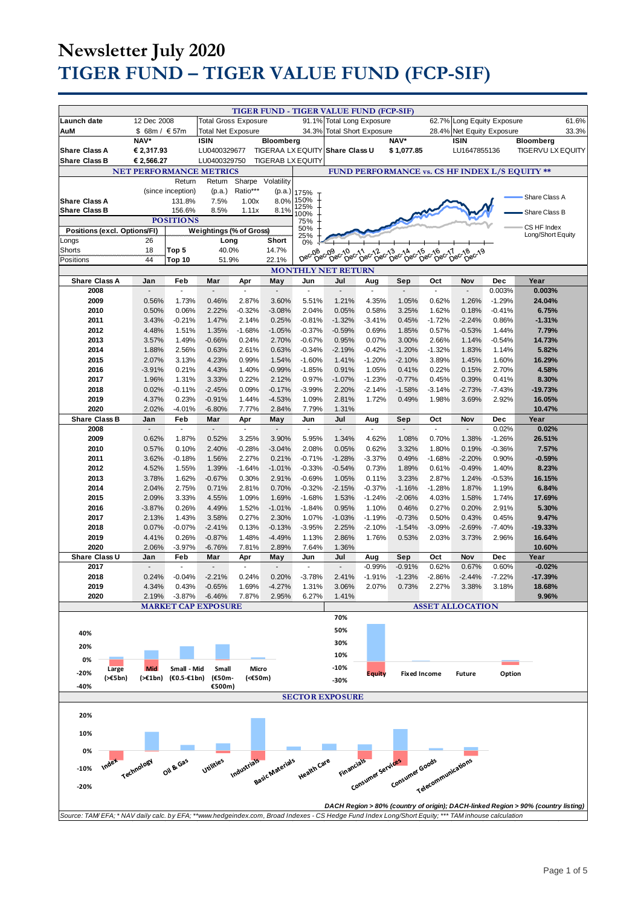# Newsletter July 2020

# TIGER FUND – TIGER VALUE FUND (FCP-SIF)

## TIGER FUND - TIGER VALUE FUND (FCP-SIF)

| | | | | | | | |
|---|---|---|---|---|---|---|---|
| Launch date | 12 Dec 2008 | Total Gross Exposure | 91.1% | Total Long Exposure | 62.7% | Long Equity Exposure | 61.6% |
| AuM | $ 68m / € 57m | Total Net Exposure | 34.3% | Total Short Exposure | 28.4% | Net Equity Exposure | 33.3% |

| | NAV* | ISIN | Bloomberg | | NAV* | ISIN | Bloomberg |
|---|---|---|---|---|---|---|---|
| Share Class A | € 2,317.93 | LU0400329677 | TIGERAA LX EQUITY | Share Class U | $ 1,077.85 | LU1647855136 | TIGERVU LX EQUITY |
| Share Class B | € 2,566.27 | LU0400329750 | TIGERAB LX EQUITY | | | | |

### NET PERFORMANCE METRICS

| | Return (since inception) | Return (p.a.) | Sharpe Ratio*** | Volatility (p.a.) |
|---|---|---|---|---|
| Share Class A | 131.8% | 7.5% | 1.00x | 8.0% |
| Share Class B | 156.6% | 8.5% | 1.11x | 8.1% |

### POSITIONS

| Positions (excl. Options/FI) | | Weightings (% of Gross) | Long | Short |
|---|---|---|---|---|
| Longs | 26 | | | |
| Shorts | 18 | Top 5 | 40.0% | 14.7% |
| Positions | 44 | Top 10 | 51.9% | 22.1% |

### FUND PERFORMANCE vs. CS HF INDEX L/S EQUITY **

Chart legend: Share Class A; Share Class B; CS HF Index Long/Short Equity (Dec-08 to Dec-19, 0% to 175%)

### MONTHLY NET RETURN

| Share Class A | Jan | Feb | Mar | Apr | May | Jun | Jul | Aug | Sep | Oct | Nov | Dec | Year |
|---|---|---|---|---|---|---|---|---|---|---|---|---|---|
| 2008 | - | - | - | - | - | - | - | - | - | - | - | 0.003% | 0.003% |
| 2009 | 0.56% | 1.73% | 0.46% | 2.87% | 3.60% | 5.51% | 1.21% | 4.35% | 1.05% | 0.62% | 1.26% | -1.29% | 24.04% |
| 2010 | 0.50% | 0.06% | 2.22% | -0.32% | -3.08% | 2.04% | 0.05% | 0.58% | 3.25% | 1.62% | 0.18% | -0.41% | 6.75% |
| 2011 | 3.43% | -0.21% | 1.47% | 2.14% | 0.25% | -0.81% | -1.32% | -3.41% | 0.45% | -1.72% | -2.24% | 0.86% | -1.31% |
| 2012 | 4.48% | 1.51% | 1.35% | -1.68% | -1.05% | -0.37% | -0.59% | 0.69% | 1.85% | 0.57% | -0.53% | 1.44% | 7.79% |
| 2013 | 3.57% | 1.49% | -0.66% | 0.24% | 2.70% | -0.67% | 0.95% | 0.07% | 3.00% | 2.66% | 1.14% | -0.54% | 14.73% |
| 2014 | 1.88% | 2.56% | 0.63% | 2.61% | 0.63% | -0.34% | -2.19% | -0.42% | -1.20% | -1.32% | 1.83% | 1.14% | 5.82% |
| 2015 | 2.07% | 3.13% | 4.23% | 0.99% | 1.54% | -1.60% | 1.41% | -1.20% | -2.10% | 3.89% | 1.45% | 1.60% | 16.29% |
| 2016 | -3.91% | 0.21% | 4.43% | 1.40% | -0.99% | -1.85% | 0.91% | 1.05% | 0.41% | 0.22% | 0.15% | 2.70% | 4.58% |
| 2017 | 1.96% | 1.31% | 3.33% | 0.22% | 2.12% | 0.97% | -1.07% | -1.23% | -0.77% | 0.45% | 0.39% | 0.41% | 8.30% |
| 2018 | 0.02% | -0.11% | -2.45% | 0.09% | -0.17% | -3.99% | 2.20% | -2.14% | -1.58% | -3.14% | -2.73% | -7.43% | -19.73% |
| 2019 | 4.37% | 0.23% | -0.91% | 1.44% | -4.53% | 1.09% | 2.81% | 1.72% | 0.49% | 1.98% | 3.69% | 2.92% | 16.05% |
| 2020 | 2.02% | -4.01% | -6.80% | 7.77% | 2.84% | 7.79% | 1.31% | | | | | | 10.47% |

| Share Class B | Jan | Feb | Mar | Apr | May | Jun | Jul | Aug | Sep | Oct | Nov | Dec | Year |
|---|---|---|---|---|---|---|---|---|---|---|---|---|---|
| 2008 | - | - | - | - | - | - | - | - | - | - | - | 0.02% | 0.02% |
| 2009 | 0.62% | 1.87% | 0.52% | 3.25% | 3.90% | 5.95% | 1.34% | 4.62% | 1.08% | 0.70% | 1.38% | -1.26% | 26.51% |
| 2010 | 0.57% | 0.10% | 2.40% | -0.28% | -3.04% | 2.08% | 0.05% | 0.62% | 3.32% | 1.80% | 0.19% | -0.36% | 7.57% |
| 2011 | 3.62% | -0.18% | 1.56% | 2.27% | 0.21% | -0.71% | -1.28% | -3.37% | 0.49% | -1.68% | -2.20% | 0.90% | -0.59% |
| 2012 | 4.52% | 1.55% | 1.39% | -1.64% | -1.01% | -0.33% | -0.54% | 0.73% | 1.89% | 0.61% | -0.49% | 1.40% | 8.23% |
| 2013 | 3.78% | 1.62% | -0.67% | 0.30% | 2.91% | -0.69% | 1.05% | 0.11% | 3.23% | 2.87% | 1.24% | -0.53% | 16.15% |
| 2014 | 2.04% | 2.75% | 0.71% | 2.81% | 0.70% | -0.32% | -2.15% | -0.37% | -1.16% | -1.28% | 1.87% | 1.19% | 6.84% |
| 2015 | 2.09% | 3.33% | 4.55% | 1.09% | 1.69% | -1.68% | 1.53% | -1.24% | -2.06% | 4.03% | 1.58% | 1.74% | 17.69% |
| 2016 | -3.87% | 0.26% | 4.49% | 1.52% | -1.01% | -1.84% | 0.95% | 1.10% | 0.46% | 0.27% | 0.20% | 2.91% | 5.30% |
| 2017 | 2.13% | 1.43% | 3.58% | 0.27% | 2.30% | 1.07% | -1.03% | -1.19% | -0.73% | 0.50% | 0.43% | 0.45% | 9.47% |
| 2018 | 0.07% | -0.07% | -2.41% | 0.13% | -0.13% | -3.95% | 2.25% | -2.10% | -1.54% | -3.09% | -2.69% | -7.40% | -19.33% |
| 2019 | 4.41% | 0.26% | -0.87% | 1.48% | -4.49% | 1.13% | 2.86% | 1.76% | 0.53% | 2.03% | 3.73% | 2.96% | 16.64% |
| 2020 | 2.06% | -3.97% | -6.76% | 7.81% | 2.89% | 7.64% | 1.36% | | | | | | 10.60% |

| Share Class U | Jan | Feb | Mar | Apr | May | Jun | Jul | Aug | Sep | Oct | Nov | Dec | Year |
|---|---|---|---|---|---|---|---|---|---|---|---|---|---|
| 2017 | - | - | - | - | - | - | - | -0.99% | -0.91% | 0.62% | 0.67% | 0.60% | -0.02% |
| 2018 | 0.24% | -0.04% | -2.21% | 0.24% | 0.20% | -3.78% | 2.41% | -1.91% | -1.23% | -2.86% | -2.44% | -7.22% | -17.39% |
| 2019 | 4.34% | 0.43% | -0.65% | 1.69% | -4.27% | 1.31% | 3.06% | 2.07% | 0.73% | 2.27% | 3.38% | 3.18% | 18.68% |
| 2020 | 2.19% | -3.87% | -6.46% | 7.87% | 2.95% | 6.27% | 1.41% | | | | | | 9.96% |

### MARKET CAP EXPOSURE

Chart categories: Large (>€5bn); Mid (>€1bn); Small - Mid (€0.5-€1bn); Small (€50m-€500m); Micro (<€50m)

### ASSET ALLOCATION

Chart categories: Equity; Fixed Income; Future; Option

### SECTOR EXPOSURE

Chart categories: Index; Technology; Oil & Gas; Utilities; Industrials; Basic Materials; Health Care; Financials; Consumer Services; Consumer Goods; Telecommunications

*DACH Region > 80% (country of origin); DACH-linked Region > 90% (country listing)*

*Source: TAM/ EFA; * NAV daily calc. by EFA; **www.hedgeindex.com, Broad Indexes - CS Hedge Fund Index Long/Short Equity; *** TAM inhouse calculation*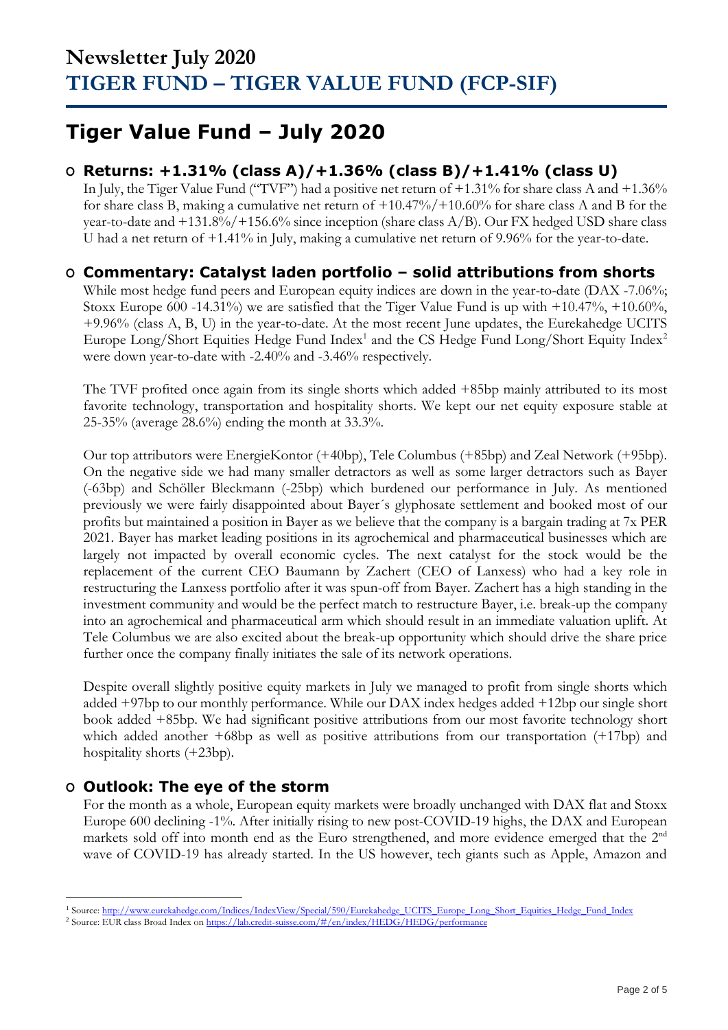# Newsletter July 2020
# TIGER FUND – TIGER VALUE FUND (FCP-SIF)

## Tiger Value Fund – July 2020

### Returns: +1.31% (class A)/+1.36% (class B)/+1.41% (class U)

In July, the Tiger Value Fund ("TVF") had a positive net return of +1.31% for share class A and +1.36% for share class B, making a cumulative net return of +10.47%/+10.60% for share class A and B for the year-to-date and +131.8%/+156.6% since inception (share class A/B). Our FX hedged USD share class U had a net return of +1.41% in July, making a cumulative net return of 9.96% for the year-to-date.

### Commentary: Catalyst laden portfolio – solid attributions from shorts

While most hedge fund peers and European equity indices are down in the year-to-date (DAX -7.06%; Stoxx Europe 600 -14.31%) we are satisfied that the Tiger Value Fund is up with +10.47%, +10.60%, +9.96% (class A, B, U) in the year-to-date. At the most recent June updates, the Eurekahedge UCITS Europe Long/Short Equities Hedge Fund Index[1] and the CS Hedge Fund Long/Short Equity Index[2] were down year-to-date with -2.40% and -3.46% respectively.

The TVF profited once again from its single shorts which added +85bp mainly attributed to its most favorite technology, transportation and hospitality shorts. We kept our net equity exposure stable at 25-35% (average 28.6%) ending the month at 33.3%.

Our top attributors were EnergieKontor (+40bp), Tele Columbus (+85bp) and Zeal Network (+95bp). On the negative side we had many smaller detractors as well as some larger detractors such as Bayer (-63bp) and Schöller Bleckmann (-25bp) which burdened our performance in July. As mentioned previously we were fairly disappointed about Bayer´s glyphosate settlement and booked most of our profits but maintained a position in Bayer as we believe that the company is a bargain trading at 7x PER 2021. Bayer has market leading positions in its agrochemical and pharmaceutical businesses which are largely not impacted by overall economic cycles. The next catalyst for the stock would be the replacement of the current CEO Baumann by Zachert (CEO of Lanxess) who had a key role in restructuring the Lanxess portfolio after it was spun-off from Bayer. Zachert has a high standing in the investment community and would be the perfect match to restructure Bayer, i.e. break-up the company into an agrochemical and pharmaceutical arm which should result in an immediate valuation uplift. At Tele Columbus we are also excited about the break-up opportunity which should drive the share price further once the company finally initiates the sale of its network operations.

Despite overall slightly positive equity markets in July we managed to profit from single shorts which added +97bp to our monthly performance. While our DAX index hedges added +12bp our single short book added +85bp. We had significant positive attributions from our most favorite technology short which added another +68bp as well as positive attributions from our transportation (+17bp) and hospitality shorts (+23bp).

### Outlook: The eye of the storm

For the month as a whole, European equity markets were broadly unchanged with DAX flat and Stoxx Europe 600 declining -1%. After initially rising to new post-COVID-19 highs, the DAX and European markets sold off into month end as the Euro strengthened, and more evidence emerged that the 2nd wave of COVID-19 has already started. In the US however, tech giants such as Apple, Amazon and

---

[1] Source: http://www.eurekahedge.com/Indices/IndexView/Special/590/Eurekahedge_UCITS_Europe_Long_Short_Equities_Hedge_Fund_Index

[2] Source: EUR class Broad Index on https://lab.credit-suisse.com/#/en/index/HEDG/HEDG/performance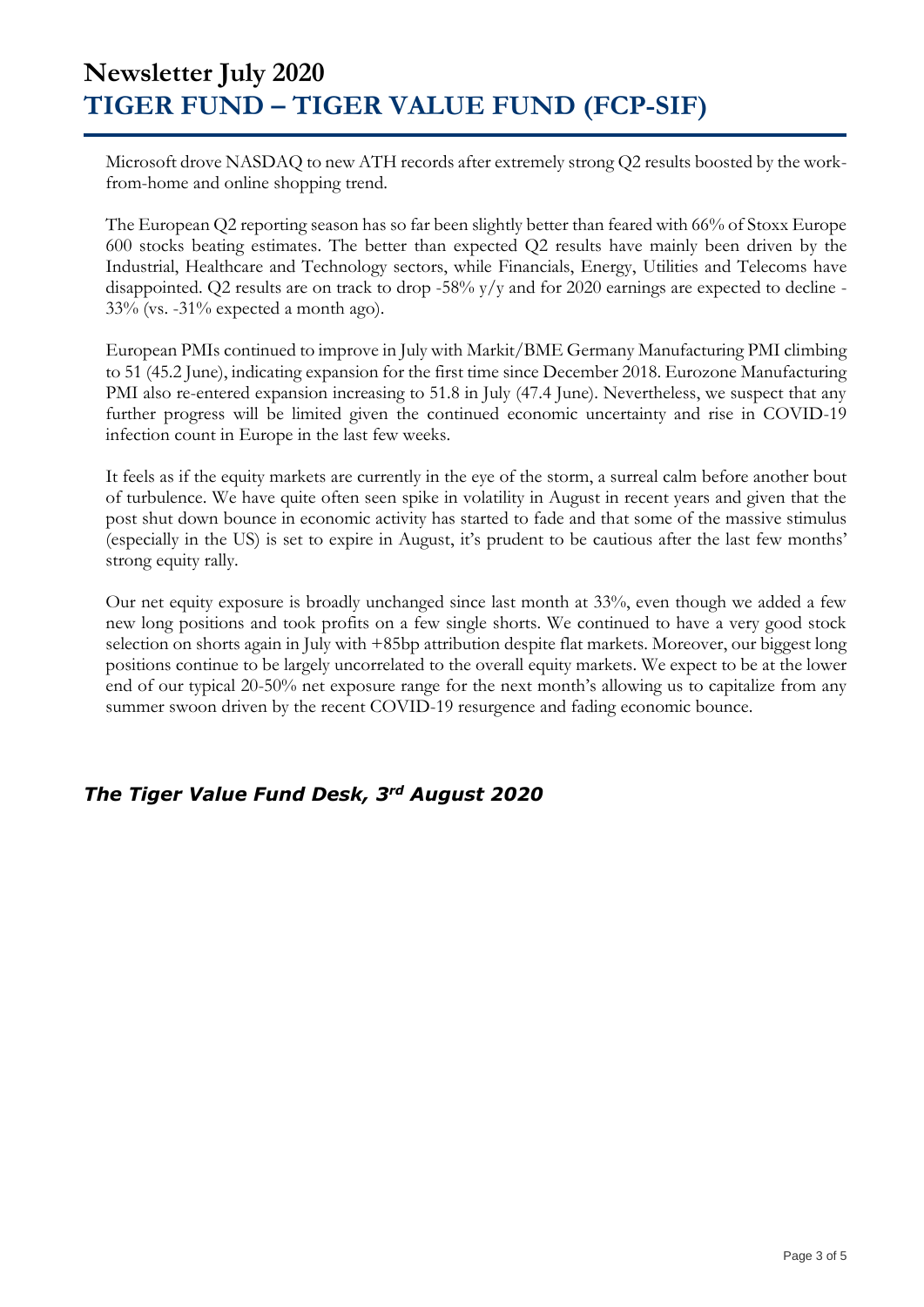# Newsletter July 2020

# TIGER FUND – TIGER VALUE FUND (FCP-SIF)

Microsoft drove NASDAQ to new ATH records after extremely strong Q2 results boosted by the work-from-home and online shopping trend.

The European Q2 reporting season has so far been slightly better than feared with 66% of Stoxx Europe 600 stocks beating estimates. The better than expected Q2 results have mainly been driven by the Industrial, Healthcare and Technology sectors, while Financials, Energy, Utilities and Telecoms have disappointed. Q2 results are on track to drop -58% y/y and for 2020 earnings are expected to decline -33% (vs. -31% expected a month ago).

European PMIs continued to improve in July with Markit/BME Germany Manufacturing PMI climbing to 51 (45.2 June), indicating expansion for the first time since December 2018. Eurozone Manufacturing PMI also re-entered expansion increasing to 51.8 in July (47.4 June). Nevertheless, we suspect that any further progress will be limited given the continued economic uncertainty and rise in COVID-19 infection count in Europe in the last few weeks.

It feels as if the equity markets are currently in the eye of the storm, a surreal calm before another bout of turbulence. We have quite often seen spike in volatility in August in recent years and given that the post shut down bounce in economic activity has started to fade and that some of the massive stimulus (especially in the US) is set to expire in August, it's prudent to be cautious after the last few months' strong equity rally.

Our net equity exposure is broadly unchanged since last month at 33%, even though we added a few new long positions and took profits on a few single shorts. We continued to have a very good stock selection on shorts again in July with +85bp attribution despite flat markets. Moreover, our biggest long positions continue to be largely uncorrelated to the overall equity markets. We expect to be at the lower end of our typical 20-50% net exposure range for the next month's allowing us to capitalize from any summer swoon driven by the recent COVID-19 resurgence and fading economic bounce.

***The Tiger Value Fund Desk, 3rd August 2020***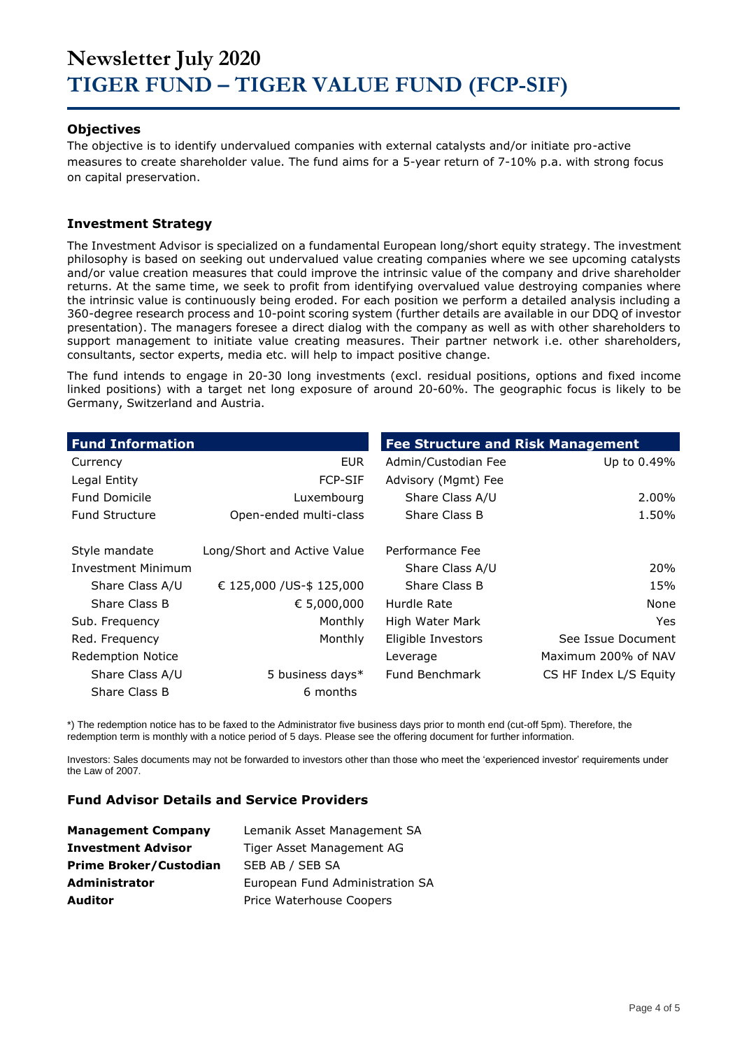# Newsletter July 2020
# TIGER FUND – TIGER VALUE FUND (FCP-SIF)

### Objectives

The objective is to identify undervalued companies with external catalysts and/or initiate pro-active measures to create shareholder value. The fund aims for a 5-year return of 7-10% p.a. with strong focus on capital preservation.

### Investment Strategy

The Investment Advisor is specialized on a fundamental European long/short equity strategy. The investment philosophy is based on seeking out undervalued value creating companies where we see upcoming catalysts and/or value creation measures that could improve the intrinsic value of the company and drive shareholder returns. At the same time, we seek to profit from identifying overvalued value destroying companies where the intrinsic value is continuously being eroded. For each position we perform a detailed analysis including a 360-degree research process and 10-point scoring system (further details are available in our DDQ of investor presentation). The managers foresee a direct dialog with the company as well as with other shareholders to support management to initiate value creating measures. Their partner network i.e. other shareholders, consultants, sector experts, media etc. will help to impact positive change.

The fund intends to engage in 20-30 long investments (excl. residual positions, options and fixed income linked positions) with a target net long exposure of around 20-60%. The geographic focus is likely to be Germany, Switzerland and Austria.

| Fund Information | |
|---|---|
| Currency | EUR |
| Legal Entity | FCP-SIF |
| Fund Domicile | Luxembourg |
| Fund Structure | Open-ended multi-class |
| Style mandate | Long/Short and Active Value |
| Investment Minimum | |
| Share Class A/U | € 125,000 /US-$ 125,000 |
| Share Class B | € 5,000,000 |
| Sub. Frequency | Monthly |
| Red. Frequency | Monthly |
| Redemption Notice | |
| Share Class A/U | 5 business days* |
| Share Class B | 6 months |

| Fee Structure and Risk Management | |
|---|---|
| Admin/Custodian Fee | Up to 0.49% |
| Advisory (Mgmt) Fee | |
| Share Class A/U | 2.00% |
| Share Class B | 1.50% |
| Performance Fee | |
| Share Class A/U | 20% |
| Share Class B | 15% |
| Hurdle Rate | None |
| High Water Mark | Yes |
| Eligible Investors | See Issue Document |
| Leverage | Maximum 200% of NAV |
| Fund Benchmark | CS HF Index L/S Equity |

*) The redemption notice has to be faxed to the Administrator five business days prior to month end (cut-off 5pm). Therefore, the redemption term is monthly with a notice period of 5 days. Please see the offering document for further information.

Investors: Sales documents may not be forwarded to investors other than those who meet the 'experienced investor' requirements under the Law of 2007.

### Fund Advisor Details and Service Providers

| | |
|---|---|
| **Management Company** | Lemanik Asset Management SA |
| **Investment Advisor** | Tiger Asset Management AG |
| **Prime Broker/Custodian** | SEB AB / SEB SA |
| **Administrator** | European Fund Administration SA |
| **Auditor** | Price Waterhouse Coopers |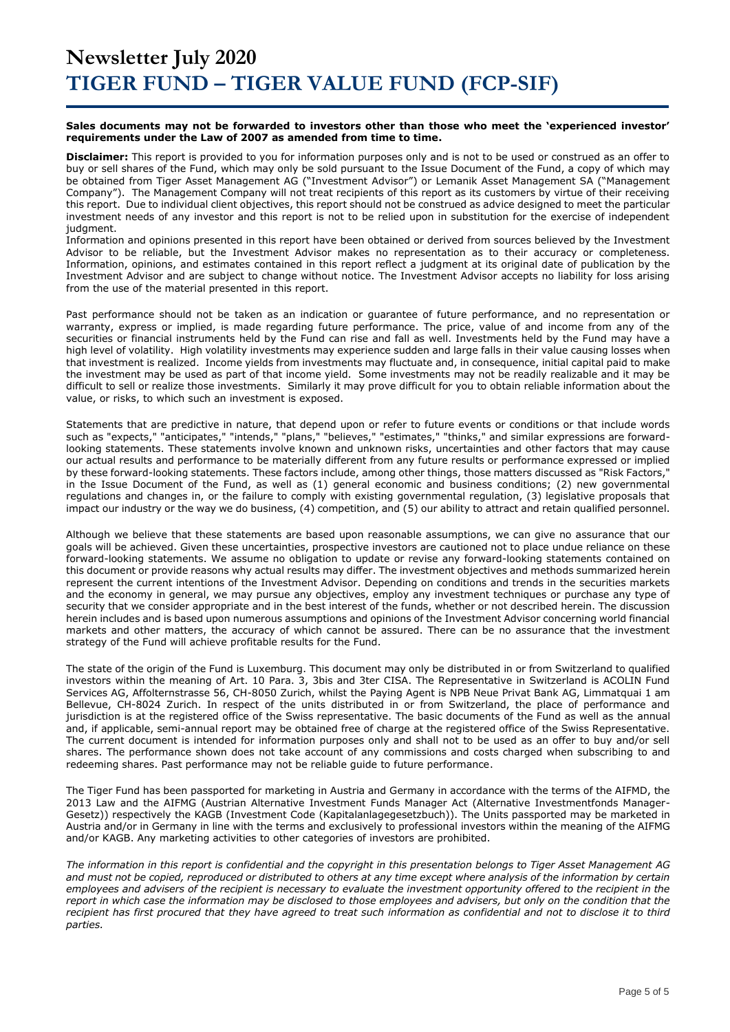# Newsletter July 2020
# TIGER FUND – TIGER VALUE FUND (FCP-SIF)

**Sales documents may not be forwarded to investors other than those who meet the 'experienced investor' requirements under the Law of 2007 as amended from time to time.**

**Disclaimer:** This report is provided to you for information purposes only and is not to be used or construed as an offer to buy or sell shares of the Fund, which may only be sold pursuant to the Issue Document of the Fund, a copy of which may be obtained from Tiger Asset Management AG ("Investment Advisor") or Lemanik Asset Management SA ("Management Company"). The Management Company will not treat recipients of this report as its customers by virtue of their receiving this report. Due to individual client objectives, this report should not be construed as advice designed to meet the particular investment needs of any investor and this report is not to be relied upon in substitution for the exercise of independent judgment.
Information and opinions presented in this report have been obtained or derived from sources believed by the Investment Advisor to be reliable, but the Investment Advisor makes no representation as to their accuracy or completeness. Information, opinions, and estimates contained in this report reflect a judgment at its original date of publication by the Investment Advisor and are subject to change without notice. The Investment Advisor accepts no liability for loss arising from the use of the material presented in this report.

Past performance should not be taken as an indication or guarantee of future performance, and no representation or warranty, express or implied, is made regarding future performance. The price, value of and income from any of the securities or financial instruments held by the Fund can rise and fall as well. Investments held by the Fund may have a high level of volatility. High volatility investments may experience sudden and large falls in their value causing losses when that investment is realized. Income yields from investments may fluctuate and, in consequence, initial capital paid to make the investment may be used as part of that income yield. Some investments may not be readily realizable and it may be difficult to sell or realize those investments. Similarly it may prove difficult for you to obtain reliable information about the value, or risks, to which such an investment is exposed.

Statements that are predictive in nature, that depend upon or refer to future events or conditions or that include words such as "expects," "anticipates," "intends," "plans," "believes," "estimates," "thinks," and similar expressions are forward-looking statements. These statements involve known and unknown risks, uncertainties and other factors that may cause our actual results and performance to be materially different from any future results or performance expressed or implied by these forward-looking statements. These factors include, among other things, those matters discussed as "Risk Factors," in the Issue Document of the Fund, as well as (1) general economic and business conditions; (2) new governmental regulations and changes in, or the failure to comply with existing governmental regulation, (3) legislative proposals that impact our industry or the way we do business, (4) competition, and (5) our ability to attract and retain qualified personnel.

Although we believe that these statements are based upon reasonable assumptions, we can give no assurance that our goals will be achieved. Given these uncertainties, prospective investors are cautioned not to place undue reliance on these forward-looking statements. We assume no obligation to update or revise any forward-looking statements contained on this document or provide reasons why actual results may differ. The investment objectives and methods summarized herein represent the current intentions of the Investment Advisor. Depending on conditions and trends in the securities markets and the economy in general, we may pursue any objectives, employ any investment techniques or purchase any type of security that we consider appropriate and in the best interest of the funds, whether or not described herein. The discussion herein includes and is based upon numerous assumptions and opinions of the Investment Advisor concerning world financial markets and other matters, the accuracy of which cannot be assured. There can be no assurance that the investment strategy of the Fund will achieve profitable results for the Fund.

The state of the origin of the Fund is Luxemburg. This document may only be distributed in or from Switzerland to qualified investors within the meaning of Art. 10 Para. 3, 3bis and 3ter CISA. The Representative in Switzerland is ACOLIN Fund Services AG, Affolternstrasse 56, CH-8050 Zurich, whilst the Paying Agent is NPB Neue Privat Bank AG, Limmatquai 1 am Bellevue, CH-8024 Zurich. In respect of the units distributed in or from Switzerland, the place of performance and jurisdiction is at the registered office of the Swiss representative. The basic documents of the Fund as well as the annual and, if applicable, semi-annual report may be obtained free of charge at the registered office of the Swiss Representative. The current document is intended for information purposes only and shall not to be used as an offer to buy and/or sell shares. The performance shown does not take account of any commissions and costs charged when subscribing to and redeeming shares. Past performance may not be reliable guide to future performance.

The Tiger Fund has been passported for marketing in Austria and Germany in accordance with the terms of the AIFMD, the 2013 Law and the AIFMG (Austrian Alternative Investment Funds Manager Act (Alternative Investmentfonds Manager-Gesetz)) respectively the KAGB (Investment Code (Kapitalanlagegesetzbuch)). The Units passported may be marketed in Austria and/or in Germany in line with the terms and exclusively to professional investors within the meaning of the AIFMG and/or KAGB. Any marketing activities to other categories of investors are prohibited.

*The information in this report is confidential and the copyright in this presentation belongs to Tiger Asset Management AG and must not be copied, reproduced or distributed to others at any time except where analysis of the information by certain employees and advisers of the recipient is necessary to evaluate the investment opportunity offered to the recipient in the report in which case the information may be disclosed to those employees and advisers, but only on the condition that the recipient has first procured that they have agreed to treat such information as confidential and not to disclose it to third parties.*